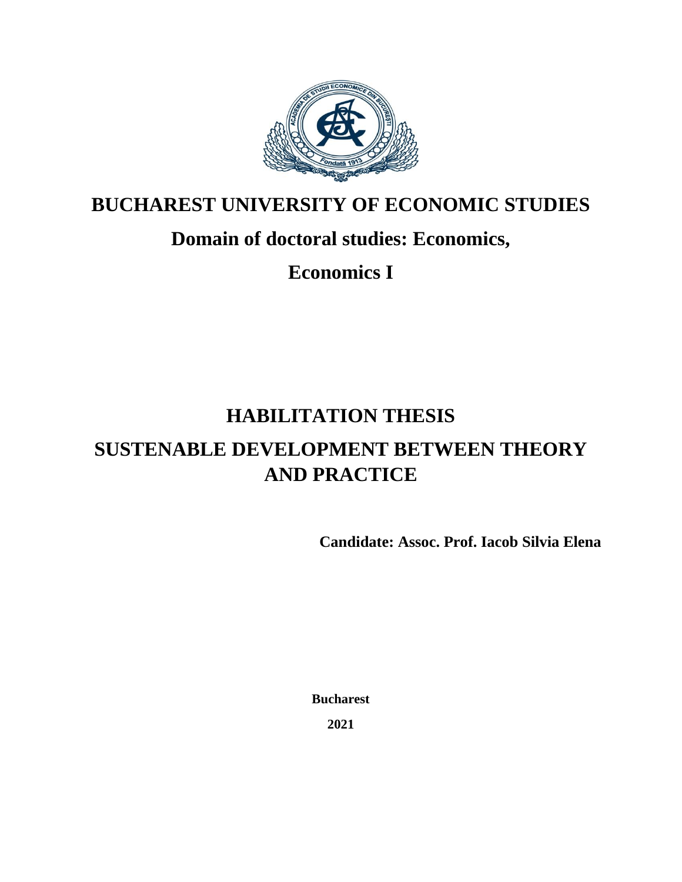# BUCHAREST UNIVERSITY OF ECONOMIC STUDIES

## Domain of doctoral studies: Economics,

## Economics I

# HABILITATION THESIS

# SUSTENABLE DEVELOPMENT BETWEEN THEORY AND PRACTICE

**Candidate: Assoc. Prof. Iacob Silvia Elena**

**Bucharest**

**2021**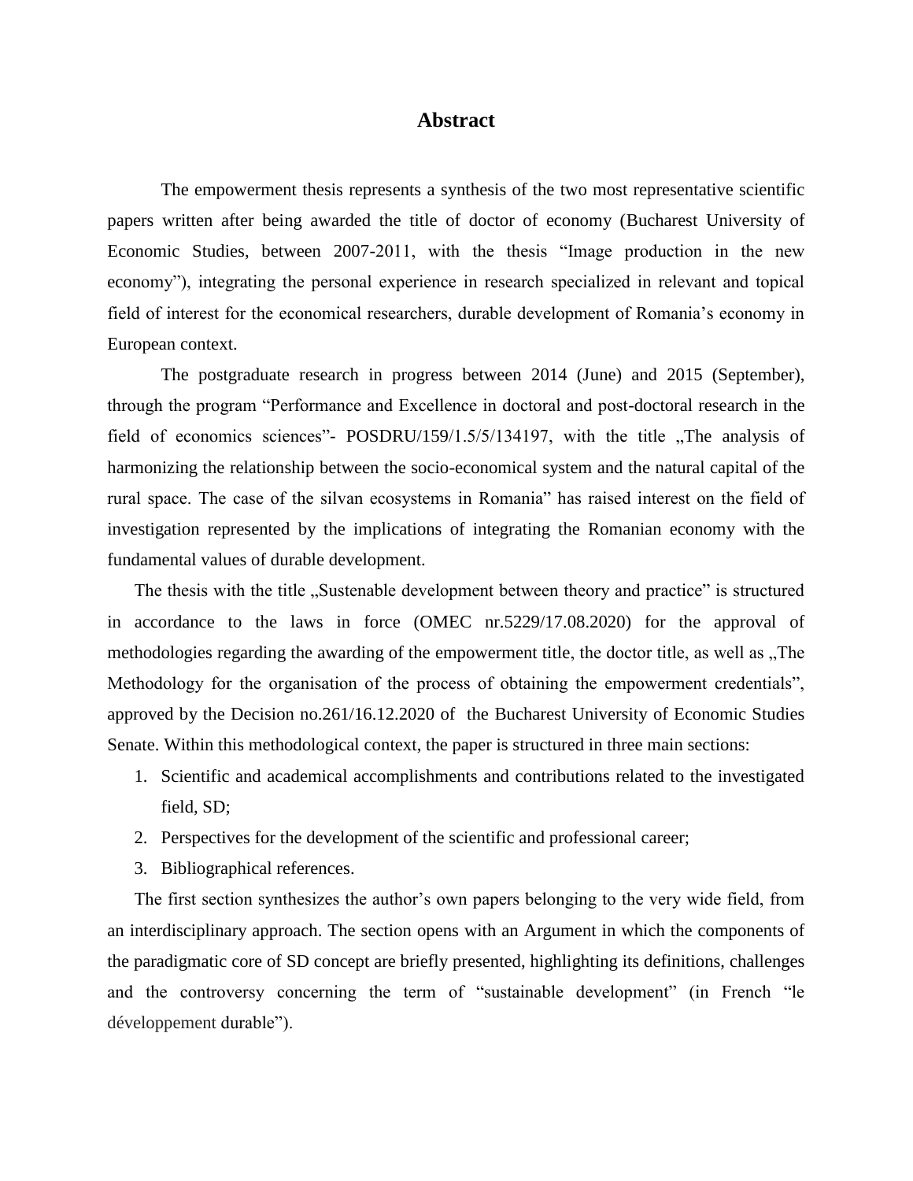# Abstract

The empowerment thesis represents a synthesis of the two most representative scientific papers written after being awarded the title of doctor of economy (Bucharest University of Economic Studies, between 2007-2011, with the thesis "Image production in the new economy"), integrating the personal experience in research specialized in relevant and topical field of interest for the economical researchers, durable development of Romania's economy in European context.

The postgraduate research in progress between 2014 (June) and 2015 (September), through the program "Performance and Excellence in doctoral and post-doctoral research in the field of economics sciences"- POSDRU/159/1.5/5/134197, with the title „The analysis of harmonizing the relationship between the socio-economical system and the natural capital of the rural space. The case of the silvan ecosystems in Romania" has raised interest on the field of investigation represented by the implications of integrating the Romanian economy with the fundamental values of durable development.

The thesis with the title „Sustenable development between theory and practice" is structured in accordance to the laws in force (OMEC nr.5229/17.08.2020) for the approval of methodologies regarding the awarding of the empowerment title, the doctor title, as well as „The Methodology for the organisation of the process of obtaining the empowerment credentials", approved by the Decision no.261/16.12.2020 of the Bucharest University of Economic Studies Senate. Within this methodological context, the paper is structured in three main sections:

1. Scientific and academical accomplishments and contributions related to the investigated field, SD;
2. Perspectives for the development of the scientific and professional career;
3. Bibliographical references.

The first section synthesizes the author's own papers belonging to the very wide field, from an interdisciplinary approach. The section opens with an Argument in which the components of the paradigmatic core of SD concept are briefly presented, highlighting its definitions, challenges and the controversy concerning the term of "sustainable development" (in French "le développement durable").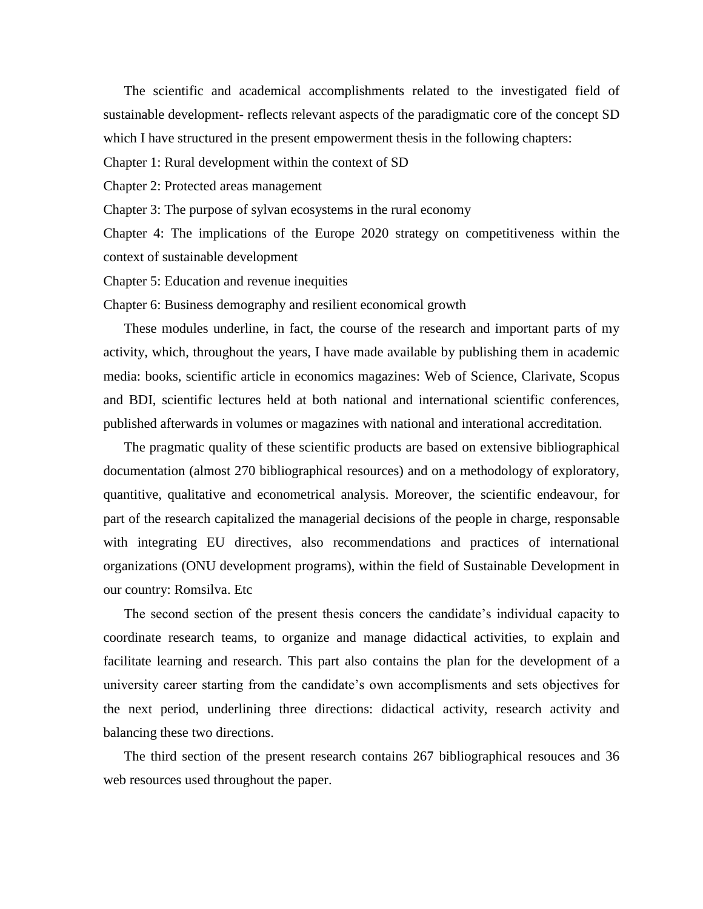The scientific and academical accomplishments related to the investigated field of sustainable development- reflects relevant aspects of the paradigmatic core of the concept SD which I have structured in the present empowerment thesis in the following chapters:

Chapter 1: Rural development within the context of SD

Chapter 2: Protected areas management

Chapter 3: The purpose of sylvan ecosystems in the rural economy

Chapter 4: The implications of the Europe 2020 strategy on competitiveness within the context of sustainable development

Chapter 5: Education and revenue inequities

Chapter 6: Business demography and resilient economical growth

These modules underline, in fact, the course of the research and important parts of my activity, which, throughout the years, I have made available by publishing them in academic media: books, scientific article in economics magazines: Web of Science, Clarivate, Scopus and BDI, scientific lectures held at both national and international scientific conferences, published afterwards in volumes or magazines with national and interational accreditation.

The pragmatic quality of these scientific products are based on extensive bibliographical documentation (almost 270 bibliographical resources) and on a methodology of exploratory, quantitive, qualitative and econometrical analysis. Moreover, the scientific endeavour, for part of the research capitalized the managerial decisions of the people in charge, responsable with integrating EU directives, also recommendations and practices of international organizations (ONU development programs), within the field of Sustainable Development in our country: Romsilva. Etc

The second section of the present thesis concers the candidate's individual capacity to coordinate research teams, to organize and manage didactical activities, to explain and facilitate learning and research. This part also contains the plan for the development of a university career starting from the candidate's own accomplisments and sets objectives for the next period, underlining three directions: didactical activity, research activity and balancing these two directions.

The third section of the present research contains 267 bibliographical resouces and 36 web resources used throughout the paper.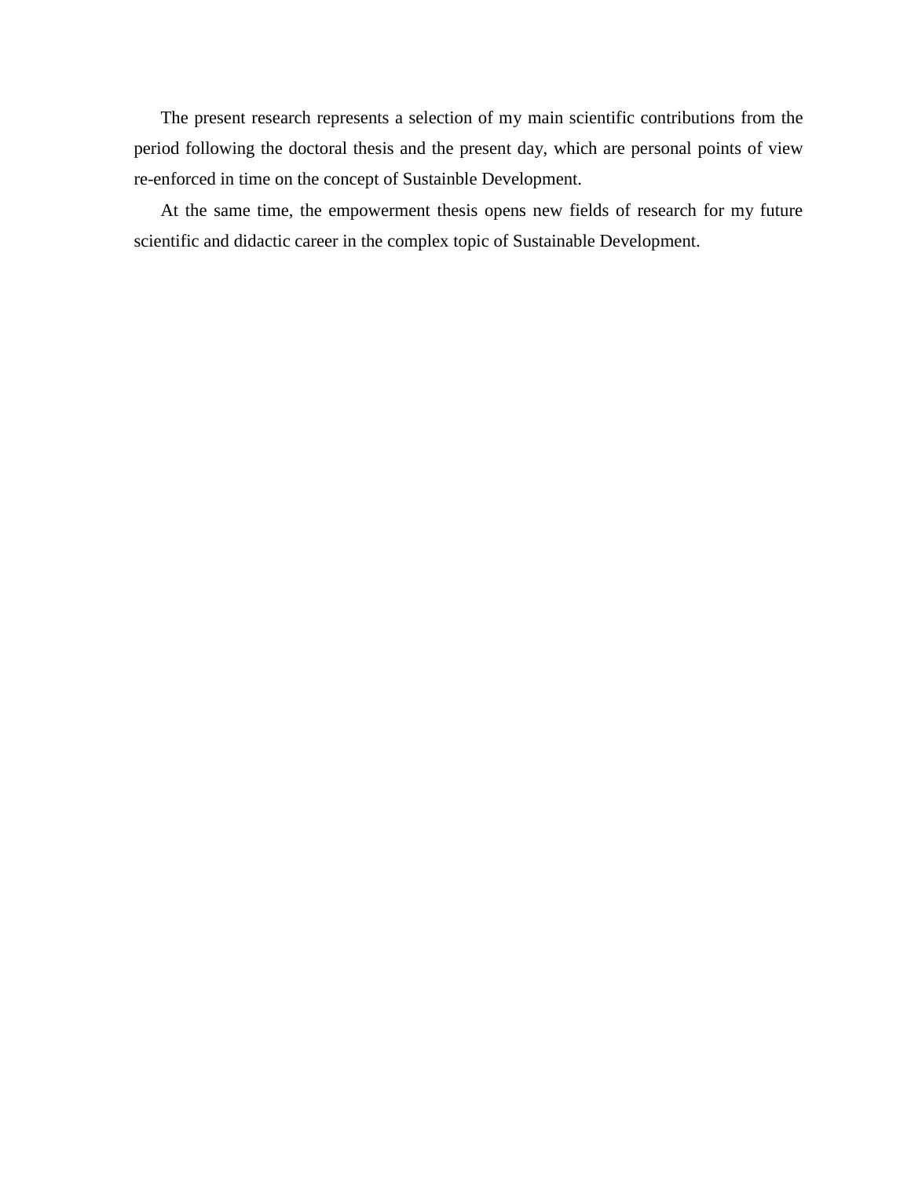The present research represents a selection of my main scientific contributions from the period following the doctoral thesis and the present day, which are personal points of view re-enforced in time on the concept of Sustainble Development.

At the same time, the empowerment thesis opens new fields of research for my future scientific and didactic career in the complex topic of Sustainable Development.